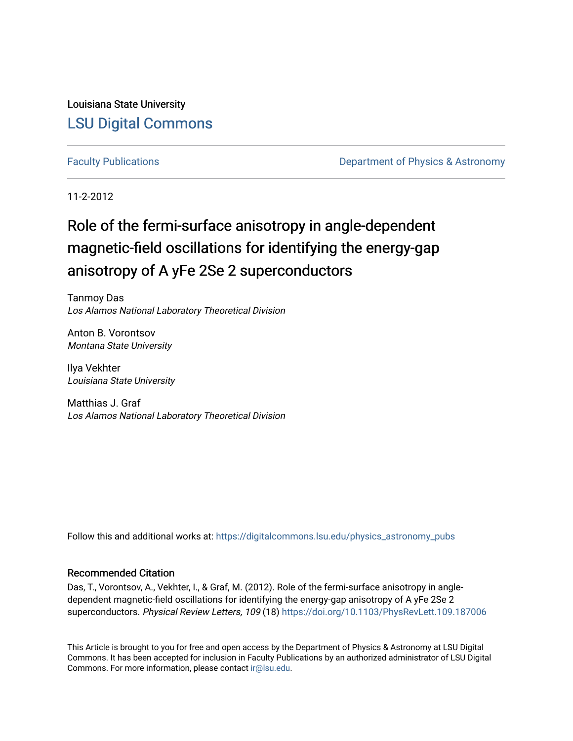Louisiana State University

LSU Digital Commons

Faculty Publications

Department of Physics & Astronomy

11-2-2012

# Role of the fermi-surface anisotropy in angle-dependent magnetic-field oscillations for identifying the energy-gap anisotropy of A yFe 2Se 2 superconductors

Tanmoy Das
*Los Alamos National Laboratory Theoretical Division*

Anton B. Vorontsov
*Montana State University*

Ilya Vekhter
*Louisiana State University*

Matthias J. Graf
*Los Alamos National Laboratory Theoretical Division*

Follow this and additional works at: https://digitalcommons.lsu.edu/physics_astronomy_pubs

## Recommended Citation

Das, T., Vorontsov, A., Vekhter, I., & Graf, M. (2012). Role of the fermi-surface anisotropy in angle-dependent magnetic-field oscillations for identifying the energy-gap anisotropy of A yFe 2Se 2 superconductors. *Physical Review Letters, 109* (18) https://doi.org/10.1103/PhysRevLett.109.187006

This Article is brought to you for free and open access by the Department of Physics & Astronomy at LSU Digital Commons. It has been accepted for inclusion in Faculty Publications by an authorized administrator of LSU Digital Commons. For more information, please contact ir@lsu.edu.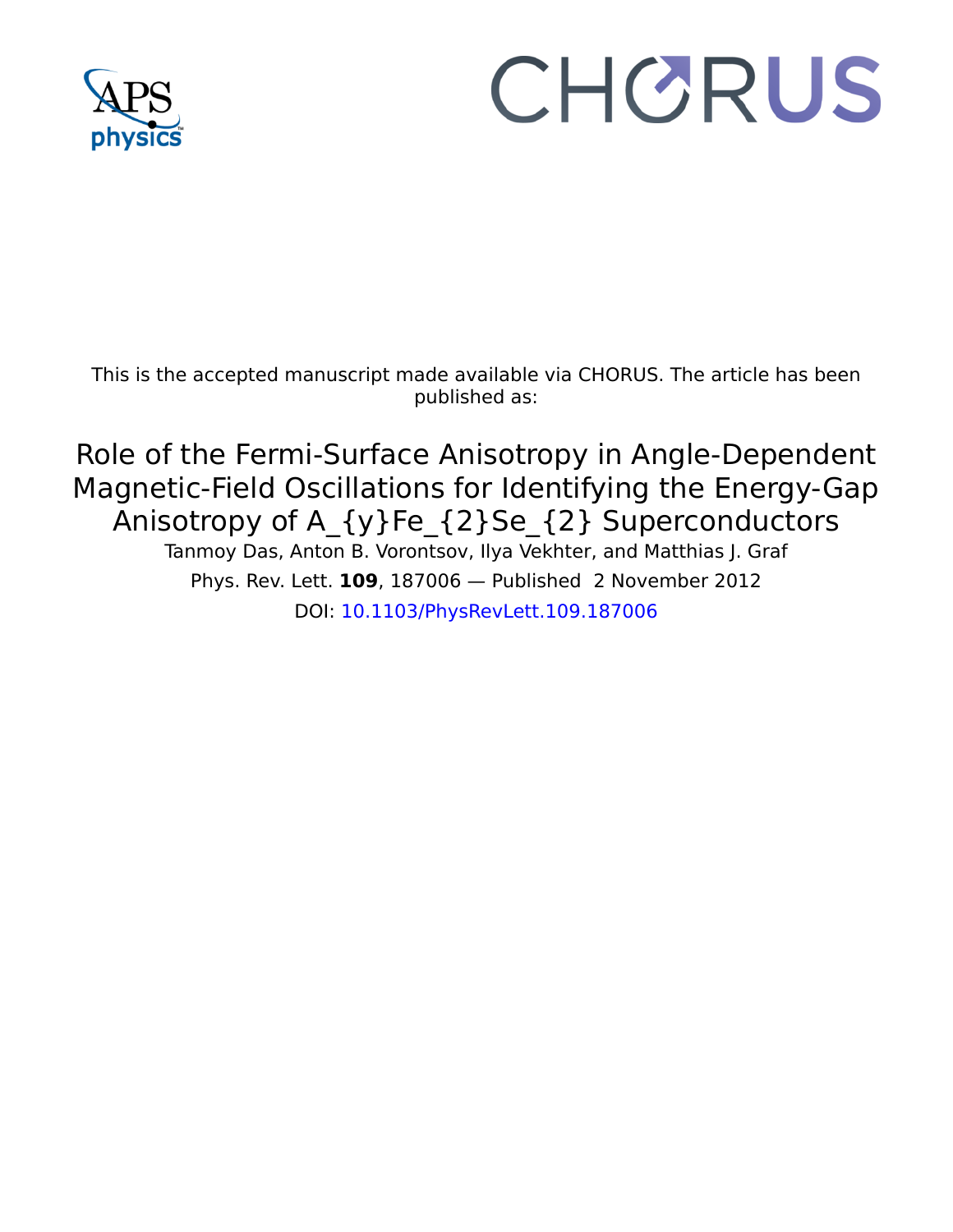This is the accepted manuscript made available via CHORUS. The article has been published as:

# Role of the Fermi-Surface Anisotropy in Angle-Dependent Magnetic-Field Oscillations for Identifying the Energy-Gap Anisotropy of A_{y}Fe_{2}Se_{2} Superconductors

Tanmoy Das, Anton B. Vorontsov, Ilya Vekhter, and Matthias J. Graf

Phys. Rev. Lett. **109**, 187006 — Published 2 November 2012

DOI: 10.1103/PhysRevLett.109.187006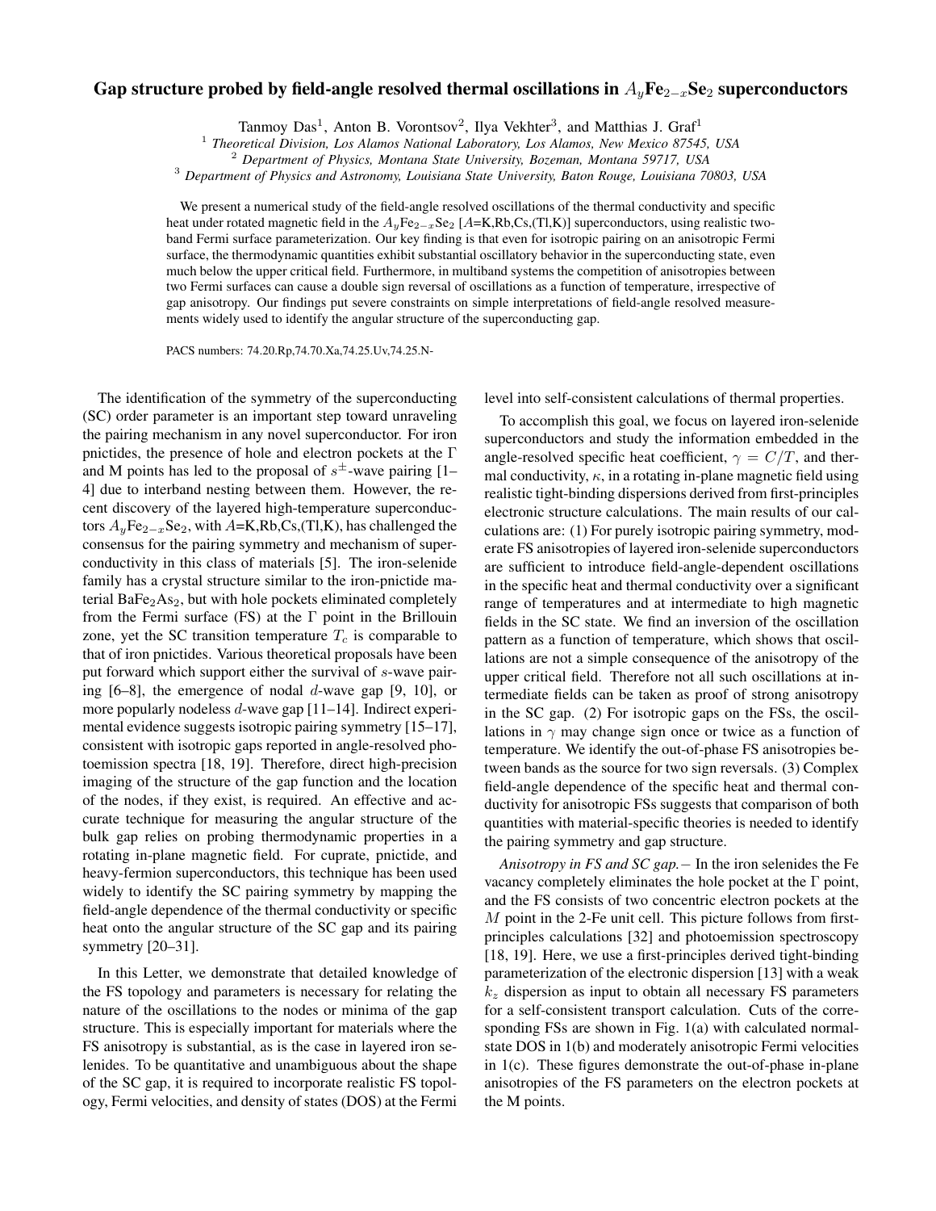# Gap structure probed by field-angle resolved thermal oscillations in $A_y\text{Fe}_{2-x}\text{Se}_2$ superconductors

Tanmoy Das[1], Anton B. Vorontsov[2], Ilya Vekhter[3], and Matthias J. Graf[1]

[1] *Theoretical Division, Los Alamos National Laboratory, Los Alamos, New Mexico 87545, USA*
[2] *Department of Physics, Montana State University, Bozeman, Montana 59717, USA*
[3] *Department of Physics and Astronomy, Louisiana State University, Baton Rouge, Louisiana 70803, USA*

We present a numerical study of the field-angle resolved oscillations of the thermal conductivity and specific heat under rotated magnetic field in the $A_y\text{Fe}_{2-x}\text{Se}_2$ [$A$=K,Rb,Cs,(Tl,K)] superconductors, using realistic two-band Fermi surface parameterization. Our key finding is that even for isotropic pairing on an anisotropic Fermi surface, the thermodynamic quantities exhibit substantial oscillatory behavior in the superconducting state, even much below the upper critical field. Furthermore, in multiband systems the competition of anisotropies between two Fermi surfaces can cause a double sign reversal of oscillations as a function of temperature, irrespective of gap anisotropy. Our findings put severe constraints on simple interpretations of field-angle resolved measurements widely used to identify the angular structure of the superconducting gap.

PACS numbers: 74.20.Rp,74.70.Xa,74.25.Uv,74.25.N-

The identification of the symmetry of the superconducting (SC) order parameter is an important step toward unraveling the pairing mechanism in any novel superconductor. For iron pnictides, the presence of hole and electron pockets at the $\Gamma$ and M points has led to the proposal of $s^{\pm}$-wave pairing [1–4] due to interband nesting between them. However, the recent discovery of the layered high-temperature superconductors $A_y\text{Fe}_{2-x}\text{Se}_2$, with $A$=K,Rb,Cs,(Tl,K), has challenged the consensus for the pairing symmetry and mechanism of superconductivity in this class of materials [5]. The iron-selenide family has a crystal structure similar to the iron-pnictide material $\text{BaFe}_2\text{As}_2$, but with hole pockets eliminated completely from the Fermi surface (FS) at the $\Gamma$ point in the Brillouin zone, yet the SC transition temperature $T_c$ is comparable to that of iron pnictides. Various theoretical proposals have been put forward which support either the survival of $s$-wave pairing [6–8], the emergence of nodal $d$-wave gap [9, 10], or more popularly nodeless $d$-wave gap [11–14]. Indirect experimental evidence suggests isotropic pairing symmetry [15–17], consistent with isotropic gaps reported in angle-resolved photoemission spectra [18, 19]. Therefore, direct high-precision imaging of the structure of the gap function and the location of the nodes, if they exist, is required. An effective and accurate technique for measuring the angular structure of the bulk gap relies on probing thermodynamic properties in a rotating in-plane magnetic field. For cuprate, pnictide, and heavy-fermion superconductors, this technique has been used widely to identify the SC pairing symmetry by mapping the field-angle dependence of the thermal conductivity or specific heat onto the angular structure of the SC gap and its pairing symmetry [20–31].

In this Letter, we demonstrate that detailed knowledge of the FS topology and parameters is necessary for relating the nature of the oscillations to the nodes or minima of the gap structure. This is especially important for materials where the FS anisotropy is substantial, as is the case in layered iron selenides. To be quantitative and unambiguous about the shape of the SC gap, it is required to incorporate realistic FS topology, Fermi velocities, and density of states (DOS) at the Fermi level into self-consistent calculations of thermal properties.

To accomplish this goal, we focus on layered iron-selenide superconductors and study the information embedded in the angle-resolved specific heat coefficient, $\gamma = C/T$, and thermal conductivity, $\kappa$, in a rotating in-plane magnetic field using realistic tight-binding dispersions derived from first-principles electronic structure calculations. The main results of our calculations are: (1) For purely isotropic pairing symmetry, moderate FS anisotropies of layered iron-selenide superconductors are sufficient to introduce field-angle-dependent oscillations in the specific heat and thermal conductivity over a significant range of temperatures and at intermediate to high magnetic fields in the SC state. We find an inversion of the oscillation pattern as a function of temperature, which shows that oscillations are not a simple consequence of the anisotropy of the upper critical field. Therefore not all such oscillations at intermediate fields can be taken as proof of strong anisotropy in the SC gap. (2) For isotropic gaps on the FSs, the oscillations in $\gamma$ may change sign once or twice as a function of temperature. We identify the out-of-phase FS anisotropies between bands as the source for two sign reversals. (3) Complex field-angle dependence of the specific heat and thermal conductivity for anisotropic FSs suggests that comparison of both quantities with material-specific theories is needed to identify the pairing symmetry and gap structure.

*Anisotropy in FS and SC gap.–* In the iron selenides the Fe vacancy completely eliminates the hole pocket at the $\Gamma$ point, and the FS consists of two concentric electron pockets at the $M$ point in the 2-Fe unit cell. This picture follows from first-principles calculations [32] and photoemission spectroscopy [18, 19]. Here, we use a first-principles derived tight-binding parameterization of the electronic dispersion [13] with a weak $k_z$ dispersion as input to obtain all necessary FS parameters for a self-consistent transport calculation. Cuts of the corresponding FSs are shown in Fig. 1(a) with calculated normal-state DOS in 1(b) and moderately anisotropic Fermi velocities in 1(c). These figures demonstrate the out-of-phase in-plane anisotropies of the FS parameters on the electron pockets at the M points.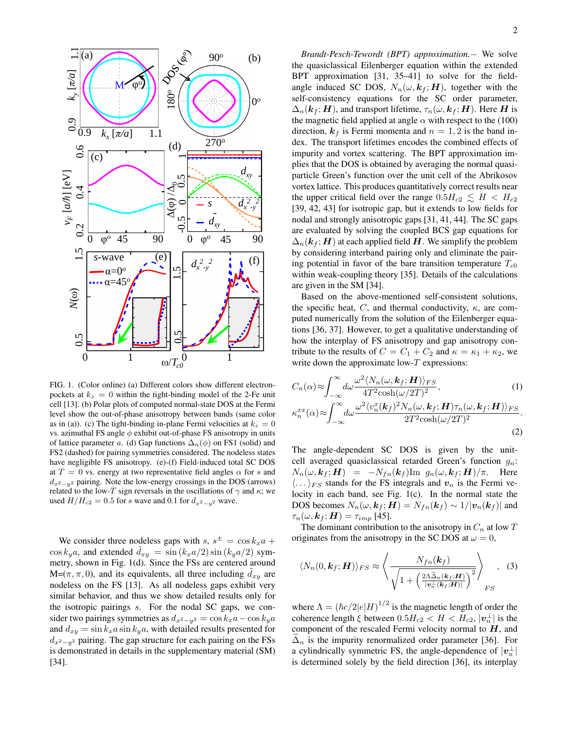FIG. 1. (Color online) (a) Different colors show different electron-pockets at $k_z = 0$ within the tight-binding model of the 2-Fe unit cell [13]. (b) Polar plots of computed normal-state DOS at the Fermi level show the out-of-phase anisotropy between bands (same color as in (a)). (c) The tight-binding in-plane Fermi velocities at $k_z = 0$ vs. azimuthal FS angle $\phi$ exhibit out-of-phase FS anisotropy in units of lattice parameter $a$. (d) Gap functions $\Delta_n(\phi)$ on FS1 (solid) and FS2 (dashed) for pairing symmetries considered. The nodeless states have negligible FS anisotropy. (e)-(f) Field-induced total SC DOS at $T = 0$ vs. energy at two representative field angles $\alpha$ for $s$ and $d_{x^2-y^2}$ pairing. Note the low-energy crossings in the DOS (arrows) related to the low-$T$ sign reversals in the oscillations of $\gamma$ and $\kappa$; we used $H/H_{c2} = 0.5$ for $s$ wave and 0.1 for $d_{x^2-y^2}$ wave.

We consider three nodeless gaps with $s$, $s^{\pm} = \cos k_x a + \cos k_y a$, and extended $\tilde{d}_{xy} = \sin(k_x a/2)\sin(k_y a/2)$ symmetry, shown in Fig. 1(d). Since the FSs are centered around M=$(\pi, \pi, 0)$, and its equivalents, all three including $\tilde{d}_{xy}$ are nodeless on the FS [13]. As all nodeless gaps exhibit very similar behavior, and thus we show detailed results only for the isotropic pairings $s$. For the nodal SC gaps, we consider two pairings symmetries as $d_{x^2-y^2} = \cos k_x a - \cos k_y a$ and $d_{xy} = \sin k_x a \sin k_y a$, with detailed results presented for $d_{x^2-y^2}$ pairing. The gap structure for each pairing on the FSs is demonstrated in details in the supplementary material (SM) [34].

*Brandt-Pesch-Tewordt (BPT) approximation.*– We solve the quasiclassical Eilenberger equation within the extended BPT approximation [31, 35–41] to solve for the field-angle induced SC DOS, $N_n(\omega, \boldsymbol{k}_f; \boldsymbol{H})$, together with the self-consistency equations for the SC order parameter, $\Delta_n(\boldsymbol{k}_f; \boldsymbol{H})$, and transport lifetime, $\tau_n(\omega, \boldsymbol{k}_f; \boldsymbol{H})$. Here $\boldsymbol{H}$ is the magnetic field applied at angle $\alpha$ with respect to the (100) direction, $\boldsymbol{k}_f$ is Fermi momenta and $n = 1, 2$ is the band index. The transport lifetimes encodes the combined effects of impurity and vortex scattering. The BPT approximation implies that the DOS is obtained by averaging the normal quasiparticle Green's function over the unit cell of the Abrikosov vortex lattice. This produces quantitatively correct results near the upper critical field over the range $0.5H_{c2} \lesssim H < H_{c2}$ [39, 42, 43] for isotropic gap, but it extends to low fields for nodal and strongly anisotropic gaps [31, 41, 44]. The SC gaps are evaluated by solving the coupled BCS gap equations for $\Delta_n(\boldsymbol{k}_f; \boldsymbol{H})$ at each applied field $\boldsymbol{H}$. We simplify the problem by considering interband pairing only and eliminate the pairing potential in favor of the bare transition temperature $T_{c0}$ within weak-coupling theory [35]. Details of the calculations are given in the SM [34].

Based on the above-mentioned self-consistent solutions, the specific heat, $C$, and thermal conductivity, $\kappa$, are computed numerically from the solution of the Eilenberger equations [36, 37]. However, to get a qualitative understanding of how the interplay of FS anisotropy and gap anisotropy contribute to the results of $C = C_1 + C_2$ and $\kappa = \kappa_1 + \kappa_2$, we write down the approximate low-$T$ expressions:

$$C_n(\alpha) \approx \int_{-\infty}^{\infty} d\omega \frac{\omega^2 \langle N_n(\omega, \boldsymbol{k}_f; \boldsymbol{H})\rangle_{FS}}{4T^2 \cosh(\omega/2T)^2}, \tag{1}$$

$$\kappa_n^{xx}(\alpha) \approx \int_{-\infty}^{\infty} d\omega \frac{\omega^2 \langle v_n^x(\boldsymbol{k}_f)^2 N_n(\omega, \boldsymbol{k}_f; \boldsymbol{H}) \tau_n(\omega, \boldsymbol{k}_f; \boldsymbol{H})\rangle_{FS}}{2T^2 \cosh(\omega/2T)^2}. \tag{2}$$

The angle-dependent SC DOS is given by the unit-cell averaged quasiclassical retarded Green's function $g_n$: $N_n(\omega, \boldsymbol{k}_f; \boldsymbol{H}) = -N_{fn}(\boldsymbol{k}_f) \mathrm{Im}\ g_n(\omega, \boldsymbol{k}_f; \boldsymbol{H})/\pi$. Here $\langle \ldots \rangle_{FS}$ stands for the FS integrals and $\boldsymbol{v}_n$ is the Fermi velocity in each band, see Fig. 1(c). In the normal state the DOS becomes $N_n(\omega, \boldsymbol{k}_f; \boldsymbol{H}) = N_{fn}(\boldsymbol{k}_f) \sim 1/|\boldsymbol{v}_n(\boldsymbol{k}_f)|$ and $\tau_n(\omega, \boldsymbol{k}_f; \boldsymbol{H}) = \tau_{imp}$ [45].

The dominant contribution to the anisotropy in $C_n$ at low $T$ originates from the anisotropy in the SC DOS at $\omega = 0$,

$$\langle N_n(0, \boldsymbol{k}_f; \boldsymbol{H})\rangle_{FS} \approx \left\langle \frac{N_{fn}(\boldsymbol{k}_f)}{\sqrt{1 + \left(\frac{2\Lambda \tilde{\Delta}_n(\boldsymbol{k}_f; \boldsymbol{H})}{|\boldsymbol{v}_n^{\perp}(\boldsymbol{k}_f; \boldsymbol{H})|}\right)^2}} \right\rangle_{FS}, \tag{3}$$

where $\Lambda = (\hbar c/2|e|H)^{1/2}$ is the magnetic length of order the coherence length $\xi$ between $0.5H_{c2} < H < H_{c2}$, $|\boldsymbol{v}_n^{\perp}|$ is the component of the rescaled Fermi velocity normal to $\boldsymbol{H}$, and $\tilde{\Delta}_n$ is the impurity renormalized order parameter [36]. For a cylindrically symmetric FS, the angle-dependence of $|\boldsymbol{v}_n^{\perp}|$ is determined solely by the field direction [36], its interplay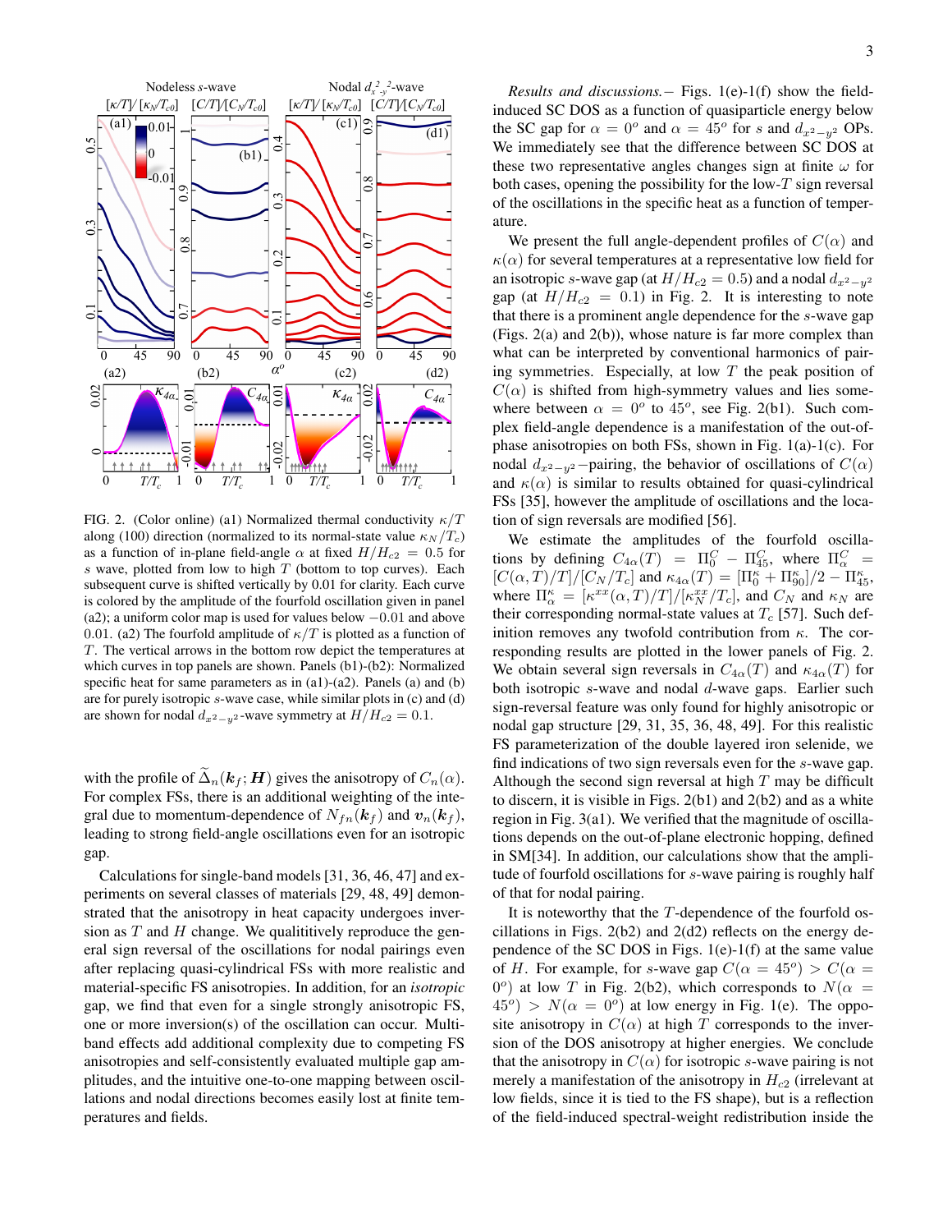FIG. 2. (Color online) (a1) Normalized thermal conductivity $\kappa/T$ along (100) direction (normalized to its normal-state value $\kappa_N/T_c$) as a function of in-plane field-angle $\alpha$ at fixed $H/H_{c2} = 0.5$ for $s$ wave, plotted from low to high $T$ (bottom to top curves). Each subsequent curve is shifted vertically by 0.01 for clarity. Each curve is colored by the amplitude of the fourfold oscillation given in panel (a2); a uniform color map is used for values below $-0.01$ and above 0.01. (a2) The fourfold amplitude of $\kappa/T$ is plotted as a function of $T$. The vertical arrows in the bottom row depict the temperatures at which curves in top panels are shown. Panels (b1)-(b2): Normalized specific heat for same parameters as in (a1)-(a2). Panels (a) and (b) are for purely isotropic $s$-wave case, while similar plots in (c) and (d) are shown for nodal $d_{x^2-y^2}$-wave symmetry at $H/H_{c2} = 0.1$.

with the profile of $\widetilde{\Delta}_n(\boldsymbol{k}_f;\boldsymbol{H})$ gives the anisotropy of $C_n(\alpha)$. For complex FSs, there is an additional weighting of the integral due to momentum-dependence of $N_{fn}(\boldsymbol{k}_f)$ and $\boldsymbol{v}_n(\boldsymbol{k}_f)$, leading to strong field-angle oscillations even for an isotropic gap.

Calculations for single-band models [31, 36, 46, 47] and experiments on several classes of materials [29, 48, 49] demonstrated that the anisotropy in heat capacity undergoes inversion as $T$ and $H$ change. We qualititively reproduce the general sign reversal of the oscillations for nodal pairings even after replacing quasi-cylindrical FSs with more realistic and material-specific FS anisotropies. In addition, for an *isotropic* gap, we find that even for a single strongly anisotropic FS, one or more inversion(s) of the oscillation can occur. Multiband effects add additional complexity due to competing FS anisotropies and self-consistently evaluated multiple gap amplitudes, and the intuitive one-to-one mapping between oscillations and nodal directions becomes easily lost at finite temperatures and fields.

*Results and discussions.*− Figs. 1(e)-1(f) show the field-induced SC DOS as a function of quasiparticle energy below the SC gap for $\alpha = 0^o$ and $\alpha = 45^o$ for $s$ and $d_{x^2-y^2}$ OPs. We immediately see that the difference between SC DOS at these two representative angles changes sign at finite $\omega$ for both cases, opening the possibility for the low-$T$ sign reversal of the oscillations in the specific heat as a function of temperature.

We present the full angle-dependent profiles of $C(\alpha)$ and $\kappa(\alpha)$ for several temperatures at a representative low field for an isotropic $s$-wave gap (at $H/H_{c2} = 0.5$) and a nodal $d_{x^2-y^2}$ gap (at $H/H_{c2} = 0.1$) in Fig. 2. It is interesting to note that there is a prominent angle dependence for the $s$-wave gap (Figs. 2(a) and 2(b)), whose nature is far more complex than what can be interpreted by conventional harmonics of pairing symmetries. Especially, at low $T$ the peak position of $C(\alpha)$ is shifted from high-symmetry values and lies somewhere between $\alpha = 0^o$ to $45^o$, see Fig. 2(b1). Such complex field-angle dependence is a manifestation of the out-of-phase anisotropies on both FSs, shown in Fig. 1(a)-1(c). For nodal $d_{x^2-y^2}$−pairing, the behavior of oscillations of $C(\alpha)$ and $\kappa(\alpha)$ is similar to results obtained for quasi-cylindrical FSs [35], however the amplitude of oscillations and the location of sign reversals are modified [56].

We estimate the amplitudes of the fourfold oscillations by defining $C_{4\alpha}(T) = \Pi^C_0 - \Pi^C_{45}$, where $\Pi^C_\alpha = [C(\alpha,T)/T]/[C_N/T_c]$ and $\kappa_{4\alpha}(T) = [\Pi^\kappa_0 + \Pi^\kappa_{90}]/2 - \Pi^\kappa_{45}$, where $\Pi^\kappa_\alpha = [\kappa^{xx}(\alpha,T)/T]/[\kappa^{xx}_N/T_c]$, and $C_N$ and $\kappa_N$ are their corresponding normal-state values at $T_c$ [57]. Such definition removes any twofold contribution from $\kappa$. The corresponding results are plotted in the lower panels of Fig. 2. We obtain several sign reversals in $C_{4\alpha}(T)$ and $\kappa_{4\alpha}(T)$ for both isotropic $s$-wave and nodal $d$-wave gaps. Earlier such sign-reversal feature was only found for highly anisotropic or nodal gap structure [29, 31, 35, 36, 48, 49]. For this realistic FS parameterization of the double layered iron selenide, we find indications of two sign reversals even for the $s$-wave gap. Although the second sign reversal at high $T$ may be difficult to discern, it is visible in Figs. 2(b1) and 2(b2) and as a white region in Fig. 3(a1). We verified that the magnitude of oscillations depends on the out-of-plane electronic hopping, defined in SM[34]. In addition, our calculations show that the amplitude of fourfold oscillations for $s$-wave pairing is roughly half of that for nodal pairing.

It is noteworthy that the $T$-dependence of the fourfold oscillations in Figs. 2(b2) and 2(d2) reflects on the energy dependence of the SC DOS in Figs. 1(e)-1(f) at the same value of $H$. For example, for $s$-wave gap $C(\alpha = 45^o) > C(\alpha = 0^o)$ at low $T$ in Fig. 2(b2), which corresponds to $N(\alpha = 45^o) > N(\alpha = 0^o)$ at low energy in Fig. 1(e). The opposite anisotropy in $C(\alpha)$ at high $T$ corresponds to the inversion of the DOS anisotropy at higher energies. We conclude that the anisotropy in $C(\alpha)$ for isotropic $s$-wave pairing is not merely a manifestation of the anisotropy in $H_{c2}$ (irrelevant at low fields, since it is tied to the FS shape), but is a reflection of the field-induced spectral-weight redistribution inside the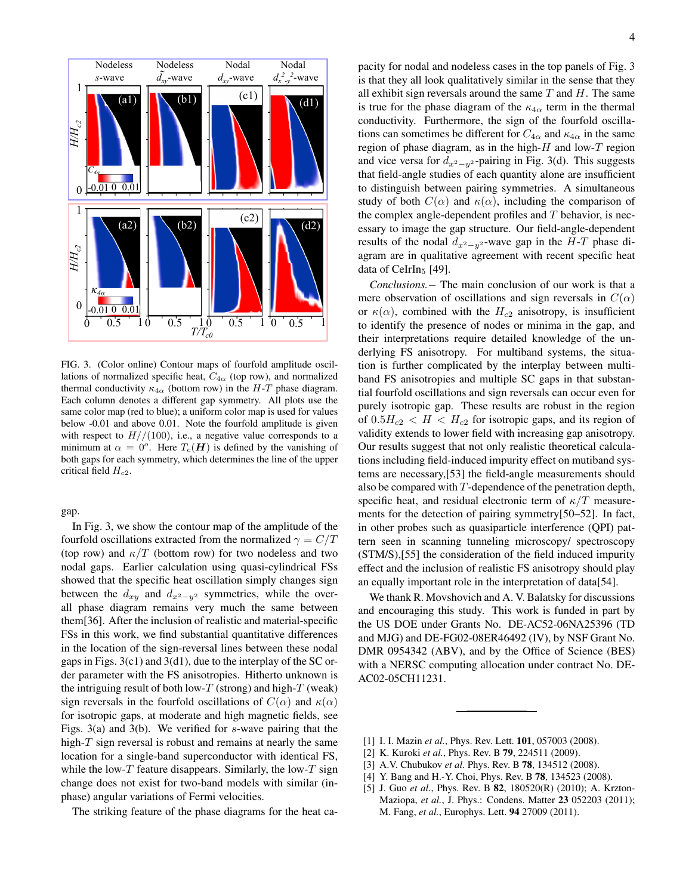FIG. 3. (Color online) Contour maps of fourfold amplitude oscillations of normalized specific heat, $C_{4\alpha}$ (top row), and normalized thermal conductivity $\kappa_{4\alpha}$ (bottom row) in the $H$-$T$ phase diagram. Each column denotes a different gap symmetry. All plots use the same color map (red to blue); a uniform color map is used for values below -0.01 and above 0.01. Note the fourfold amplitude is given with respect to $H//(100)$, i.e., a negative value corresponds to a minimum at $\alpha = 0^o$. Here $T_c(\boldsymbol{H})$ is defined by the vanishing of both gaps for each symmetry, which determines the line of the upper critical field $H_{c2}$.

gap.

In Fig. 3, we show the contour map of the amplitude of the fourfold oscillations extracted from the normalized $\gamma = C/T$ (top row) and $\kappa/T$ (bottom row) for two nodeless and two nodal gaps. Earlier calculation using quasi-cylindrical FSs showed that the specific heat oscillation simply changes sign between the $d_{xy}$ and $d_{x^2-y^2}$ symmetries, while the overall phase diagram remains very much the same between them[36]. After the inclusion of realistic and material-specific FSs in this work, we find substantial quantitative differences in the location of the sign-reversal lines between these nodal gaps in Figs. 3(c1) and 3(d1), due to the interplay of the SC order parameter with the FS anisotropies. Hitherto unknown is the intriguing result of both low-$T$ (strong) and high-$T$ (weak) sign reversals in the fourfold oscillations of $C(\alpha)$ and $\kappa(\alpha)$ for isotropic gaps, at moderate and high magnetic fields, see Figs. 3(a) and 3(b). We verified for $s$-wave pairing that the high-$T$ sign reversal is robust and remains at nearly the same location for a single-band superconductor with identical FS, while the low-$T$ feature disappears. Similarly, the low-$T$ sign change does not exist for two-band models with similar (in-phase) angular variations of Fermi velocities.

The striking feature of the phase diagrams for the heat capacity for nodal and nodeless cases in the top panels of Fig. 3 is that they all look qualitatively similar in the sense that they all exhibit sign reversals around the same $T$ and $H$. The same is true for the phase diagram of the $\kappa_{4\alpha}$ term in the thermal conductivity. Furthermore, the sign of the fourfold oscillations can sometimes be different for $C_{4\alpha}$ and $\kappa_{4\alpha}$ in the same region of phase diagram, as in the high-$H$ and low-$T$ region and vice versa for $d_{x^2-y^2}$-pairing in Fig. 3(d). This suggests that field-angle studies of each quantity alone are insufficient to distinguish between pairing symmetries. A simultaneous study of both $C(\alpha)$ and $\kappa(\alpha)$, including the comparison of the complex angle-dependent profiles and $T$ behavior, is necessary to image the gap structure. Our field-angle-dependent results of the nodal $d_{x^2-y^2}$-wave gap in the $H$-$T$ phase diagram are in qualitative agreement with recent specific heat data of $CeIrIn_5$ [49].

*Conclusions.–* The main conclusion of our work is that a mere observation of oscillations and sign reversals in $C(\alpha)$ or $\kappa(\alpha)$, combined with the $H_{c2}$ anisotropy, is insufficient to identify the presence of nodes or minima in the gap, and their interpretations require detailed knowledge of the underlying FS anisotropy. For multiband systems, the situation is further complicated by the interplay between multiband FS anisotropies and multiple SC gaps in that substantial fourfold oscillations and sign reversals can occur even for purely isotropic gap. These results are robust in the region of $0.5H_{c2} < H < H_{c2}$ for isotropic gaps, and its region of validity extends to lower field with increasing gap anisotropy. Our results suggest that not only realistic theoretical calculations including field-induced impurity effect on mutiband systems are necessary,[53] the field-angle measurements should also be compared with $T$-dependence of the penetration depth, specific heat, and residual electronic term of $\kappa/T$ measurements for the detection of pairing symmetry[50–52]. In fact, in other probes such as quasiparticle interference (QPI) pattern seen in scanning tunneling microscopy/ spectroscopy (STM/S),[55] the consideration of the field induced impurity effect and the inclusion of realistic FS anisotropy should play an equally important role in the interpretation of data[54].

We thank R. Movshovich and A. V. Balatsky for discussions and encouraging this study. This work is funded in part by the US DOE under Grants No. DE-AC52-06NA25396 (TD and MJG) and DE-FG02-08ER46492 (IV), by NSF Grant No. DMR 0954342 (ABV), and by the Office of Science (BES) with a NERSC computing allocation under contract No. DE-AC02-05CH11231.

---

[1] I. I. Mazin *et al.*, Phys. Rev. Lett. **101**, 057003 (2008).
[2] K. Kuroki *et al.*, Phys. Rev. B **79**, 224511 (2009).
[3] A.V. Chubukov *et al.* Phys. Rev. B **78**, 134512 (2008).
[4] Y. Bang and H.-Y. Choi, Phys. Rev. B **78**, 134523 (2008).
[5] J. Guo *et al.*, Phys. Rev. B **82**, 180520(R) (2010); A. Krzton-Maziopa, *et al.*, J. Phys.: Condens. Matter **23** 052203 (2011); M. Fang, *et al.*, Europhys. Lett. **94** 27009 (2011).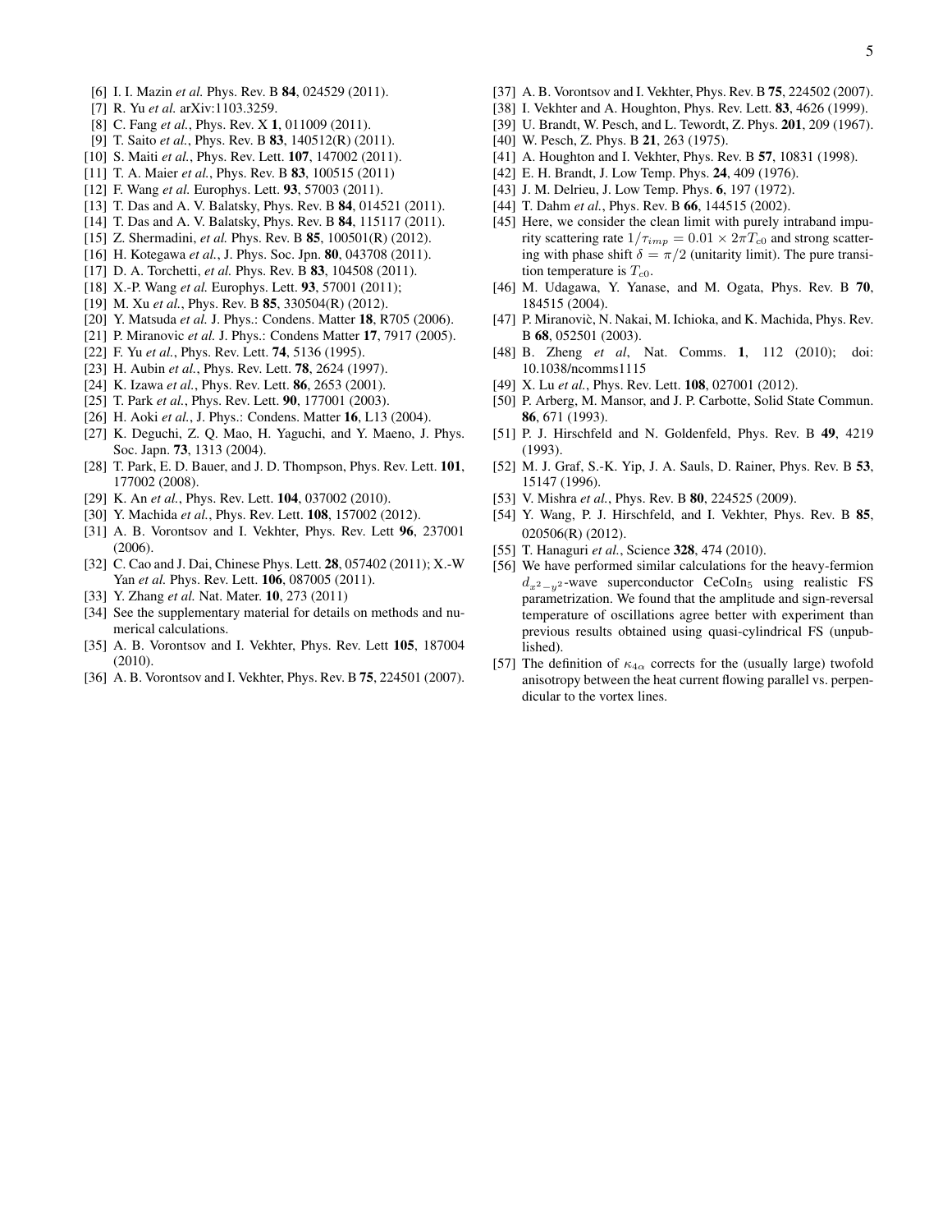[6] I. I. Mazin *et al.* Phys. Rev. B **84**, 024529 (2011).

[7] R. Yu *et al.* arXiv:1103.3259.

[8] C. Fang *et al.*, Phys. Rev. X **1**, 011009 (2011).

[9] T. Saito *et al.*, Phys. Rev. B **83**, 140512(R) (2011).

[10] S. Maiti *et al.*, Phys. Rev. Lett. **107**, 147002 (2011).

[11] T. A. Maier *et al.*, Phys. Rev. B **83**, 100515 (2011)

[12] F. Wang *et al.* Europhys. Lett. **93**, 57003 (2011).

[13] T. Das and A. V. Balatsky, Phys. Rev. B **84**, 014521 (2011).

[14] T. Das and A. V. Balatsky, Phys. Rev. B **84**, 115117 (2011).

[15] Z. Shermadini, *et al.* Phys. Rev. B **85**, 100501(R) (2012).

[16] H. Kotegawa *et al.*, J. Phys. Soc. Jpn. **80**, 043708 (2011).

[17] D. A. Torchetti, *et al.* Phys. Rev. B **83**, 104508 (2011).

[18] X.-P. Wang *et al.* Europhys. Lett. **93**, 57001 (2011);

[19] M. Xu *et al.*, Phys. Rev. B **85**, 330504(R) (2012).

[20] Y. Matsuda *et al.* J. Phys.: Condens. Matter **18**, R705 (2006).

[21] P. Miranovic *et al.* J. Phys.: Condens Matter **17**, 7917 (2005).

[22] F. Yu *et al.*, Phys. Rev. Lett. **74**, 5136 (1995).

[23] H. Aubin *et al.*, Phys. Rev. Lett. **78**, 2624 (1997).

[24] K. Izawa *et al.*, Phys. Rev. Lett. **86**, 2653 (2001).

[25] T. Park *et al.*, Phys. Rev. Lett. **90**, 177001 (2003).

[26] H. Aoki *et al.*, J. Phys.: Condens. Matter **16**, L13 (2004).

[27] K. Deguchi, Z. Q. Mao, H. Yaguchi, and Y. Maeno, J. Phys. Soc. Japn. **73**, 1313 (2004).

[28] T. Park, E. D. Bauer, and J. D. Thompson, Phys. Rev. Lett. **101**, 177002 (2008).

[29] K. An *et al.*, Phys. Rev. Lett. **104**, 037002 (2010).

[30] Y. Machida *et al.*, Phys. Rev. Lett. **108**, 157002 (2012).

[31] A. B. Vorontsov and I. Vekhter, Phys. Rev. Lett **96**, 237001 (2006).

[32] C. Cao and J. Dai, Chinese Phys. Lett. **28**, 057402 (2011); X.-W Yan *et al.* Phys. Rev. Lett. **106**, 087005 (2011).

[33] Y. Zhang *et al.* Nat. Mater. **10**, 273 (2011)

[34] See the supplementary material for details on methods and numerical calculations.

[35] A. B. Vorontsov and I. Vekhter, Phys. Rev. Lett **105**, 187004 (2010).

[36] A. B. Vorontsov and I. Vekhter, Phys. Rev. B **75**, 224501 (2007).

[37] A. B. Vorontsov and I. Vekhter, Phys. Rev. B **75**, 224502 (2007).

[38] I. Vekhter and A. Houghton, Phys. Rev. Lett. **83**, 4626 (1999).

[39] U. Brandt, W. Pesch, and L. Tewordt, Z. Phys. **201**, 209 (1967).

[40] W. Pesch, Z. Phys. B **21**, 263 (1975).

[41] A. Houghton and I. Vekhter, Phys. Rev. B **57**, 10831 (1998).

[42] E. H. Brandt, J. Low Temp. Phys. **24**, 409 (1976).

[43] J. M. Delrieu, J. Low Temp. Phys. **6**, 197 (1972).

[44] T. Dahm *et al.*, Phys. Rev. B **66**, 144515 (2002).

[45] Here, we consider the clean limit with purely intraband impurity scattering rate $1/\tau_{imp} = 0.01 \times 2\pi T_{c0}$ and strong scattering with phase shift $\delta = \pi/2$ (unitarity limit). The pure transition temperature is $T_{c0}$.

[46] M. Udagawa, Y. Yanase, and M. Ogata, Phys. Rev. B **70**, 184515 (2004).

[47] P. Miranoviċ, N. Nakai, M. Ichioka, and K. Machida, Phys. Rev. B **68**, 052501 (2003).

[48] B. Zheng *et al*, Nat. Comms. **1**, 112 (2010); doi: 10.1038/ncomms1115

[49] X. Lu *et al.*, Phys. Rev. Lett. **108**, 027001 (2012).

[50] P. Arberg, M. Mansor, and J. P. Carbotte, Solid State Commun. **86**, 671 (1993).

[51] P. J. Hirschfeld and N. Goldenfeld, Phys. Rev. B **49**, 4219 (1993).

[52] M. J. Graf, S.-K. Yip, J. A. Sauls, D. Rainer, Phys. Rev. B **53**, 15147 (1996).

[53] V. Mishra *et al.*, Phys. Rev. B **80**, 224525 (2009).

[54] Y. Wang, P. J. Hirschfeld, and I. Vekhter, Phys. Rev. B **85**, 020506(R) (2012).

[55] T. Hanaguri *et al.*, Science **328**, 474 (2010).

[56] We have performed similar calculations for the heavy-fermion $d_{x^2-y^2}$-wave superconductor $CeCoIn_5$ using realistic FS parametrization. We found that the amplitude and sign-reversal temperature of oscillations agree better with experiment than previous results obtained using quasi-cylindrical FS (unpublished).

[57] The definition of $\kappa_{4\alpha}$ corrects for the (usually large) twofold anisotropy between the heat current flowing parallel vs. perpendicular to the vortex lines.